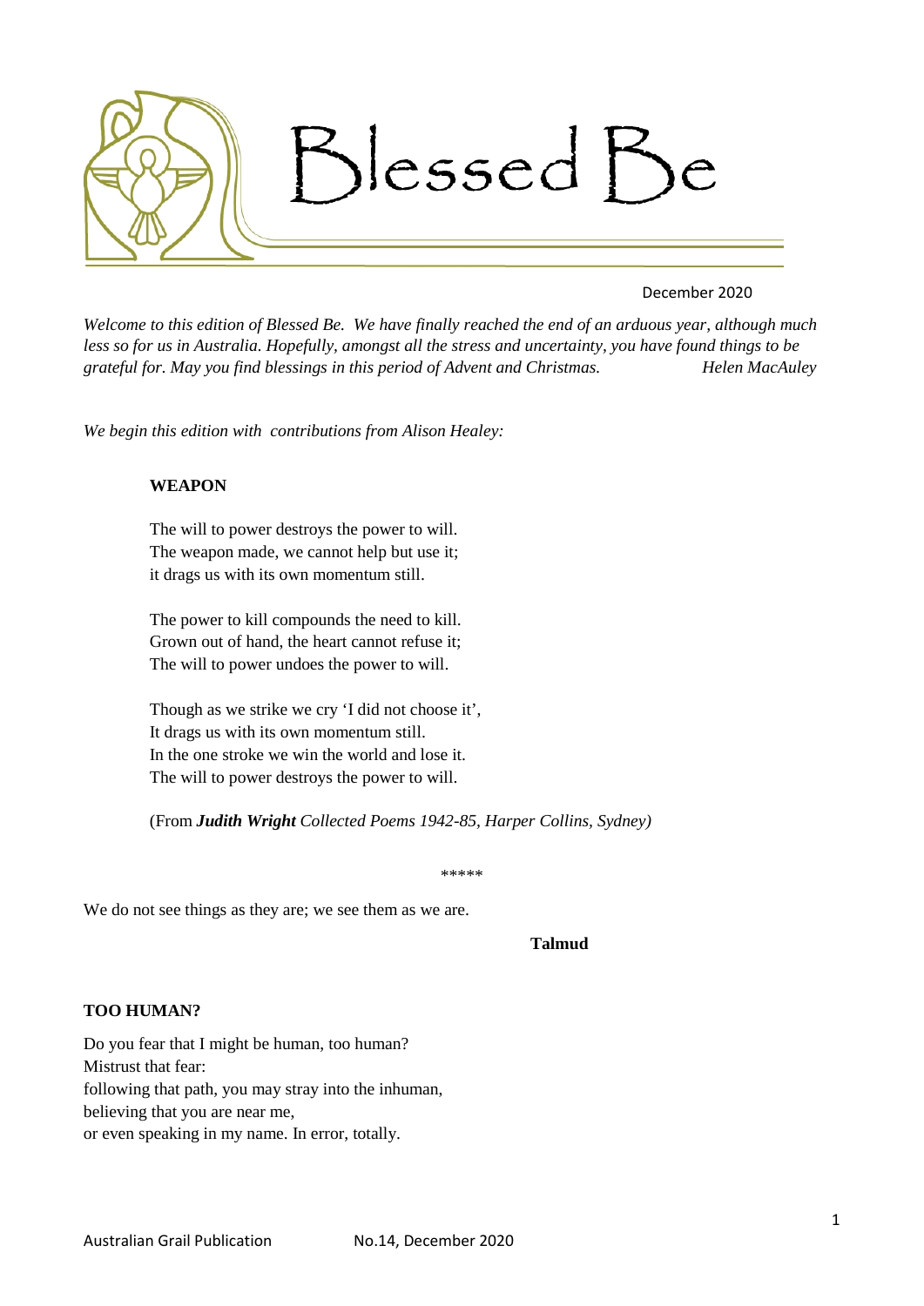# Blessed Be

December 2020

*Welcome to this edition of Blessed Be. We have finally reached the end of an arduous year, although much less so for us in Australia. Hopefully, amongst all the stress and uncertainty, you have found things to be grateful for. May you find blessings in this period of Advent and Christmas.* *Helen MacAuley*

*We begin this edition with contributions from Alison Healey:*

**WEAPON**

The will to power destroys the power to will.  
The weapon made, we cannot help but use it;  
it drags us with its own momentum still.

The power to kill compounds the need to kill.  
Grown out of hand, the heart cannot refuse it;  
The will to power undoes the power to will.

Though as we strike we cry 'I did not choose it',  
It drags us with its own momentum still.  
In the one stroke we win the world and lose it.  
The will to power destroys the power to will.

(From ***Judith Wright*** *Collected Poems 1942-85, Harper Collins, Sydney)*

*****

We do not see things as they are; we see them as we are.

**Talmud**

**TOO HUMAN?**

Do you fear that I might be human, too human?  
Mistrust that fear:  
following that path, you may stray into the inhuman,  
believing that you are near me,  
or even speaking in my name. In error, totally.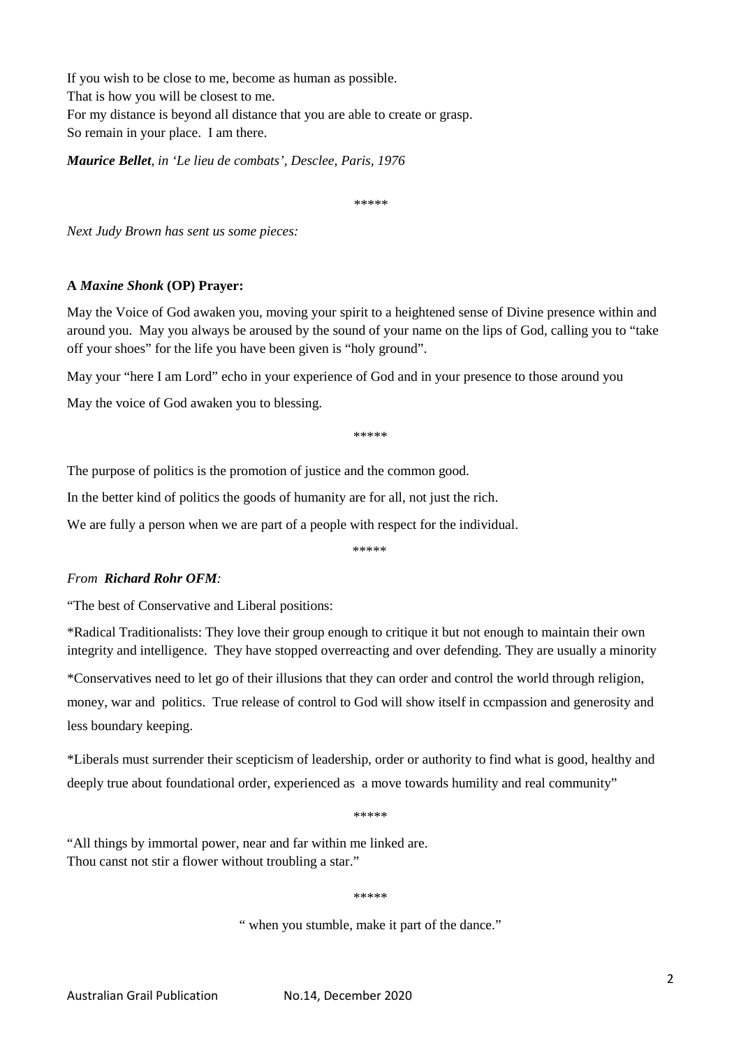If you wish to be close to me, become as human as possible.
That is how you will be closest to me.
For my distance is beyond all distance that you are able to create or grasp.
So remain in your place. I am there.

***Maurice Bellet**, in 'Le lieu de combats', Desclee, Paris, 1976*

*****

*Next Judy Brown has sent us some pieces:*

**A *Maxine Shonk* (OP) Prayer:**

May the Voice of God awaken you, moving your spirit to a heightened sense of Divine presence within and around you. May you always be aroused by the sound of your name on the lips of God, calling you to "take off your shoes" for the life you have been given is "holy ground".

May your "here I am Lord" echo in your experience of God and in your presence to those around you

May the voice of God awaken you to blessing.

*****

The purpose of politics is the promotion of justice and the common good.

In the better kind of politics the goods of humanity are for all, not just the rich.

We are fully a person when we are part of a people with respect for the individual.

*****

*From **Richard Rohr OFM**:*

"The best of Conservative and Liberal positions:

*Radical Traditionalists: They love their group enough to critique it but not enough to maintain their own integrity and intelligence. They have stopped overreacting and over defending. They are usually a minority

*Conservatives need to let go of their illusions that they can order and control the world through religion, money, war and politics. True release of control to God will show itself in ccmpassion and generosity and less boundary keeping.

*Liberals must surrender their scepticism of leadership, order or authority to find what is good, healthy and deeply true about foundational order, experienced as a move towards humility and real community"

*****

"All things by immortal power, near and far within me linked are.
Thou canst not stir a flower without troubling a star."

*****

" when you stumble, make it part of the dance."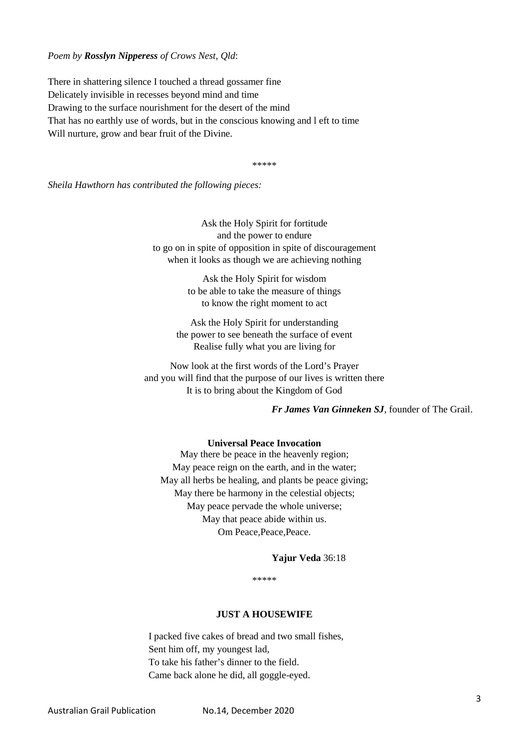*Poem by **Rosslyn Nipperess** of Crows Nest, Qld*:

There in shattering silence I touched a thread gossamer fine
Delicately invisible in recesses beyond mind and time
Drawing to the surface nourishment for the desert of the mind
That has no earthly use of words, but in the conscious knowing and l eft to time
Will nurture, grow and bear fruit of the Divine.

\*\*\*\*\*

*Sheila Hawthorn has contributed the following pieces:*

Ask the Holy Spirit for fortitude
and the power to endure
to go on in spite of opposition in spite of discouragement
when it looks as though we are achieving nothing

Ask the Holy Spirit for wisdom
to be able to take the measure of things
to know the right moment to act

Ask the Holy Spirit for understanding
the power to see beneath the surface of event
Realise fully what you are living for

Now look at the first words of the Lord's Prayer
and you will find that the purpose of our lives is written there
It is to bring about the Kingdom of God

***Fr James Van Ginneken SJ***, founder of The Grail.

**Universal Peace Invocation**

May there be peace in the heavenly region;
May peace reign on the earth, and in the water;
May all herbs be healing, and plants be peace giving;
May there be harmony in the celestial objects;
May peace pervade the whole universe;
May that peace abide within us.
Om Peace,Peace,Peace.

**Yajur Veda** 36:18

\*\*\*\*\*

**JUST A HOUSEWIFE**

I packed five cakes of bread and two small fishes,
Sent him off, my youngest lad,
To take his father's dinner to the field.
Came back alone he did, all goggle-eyed.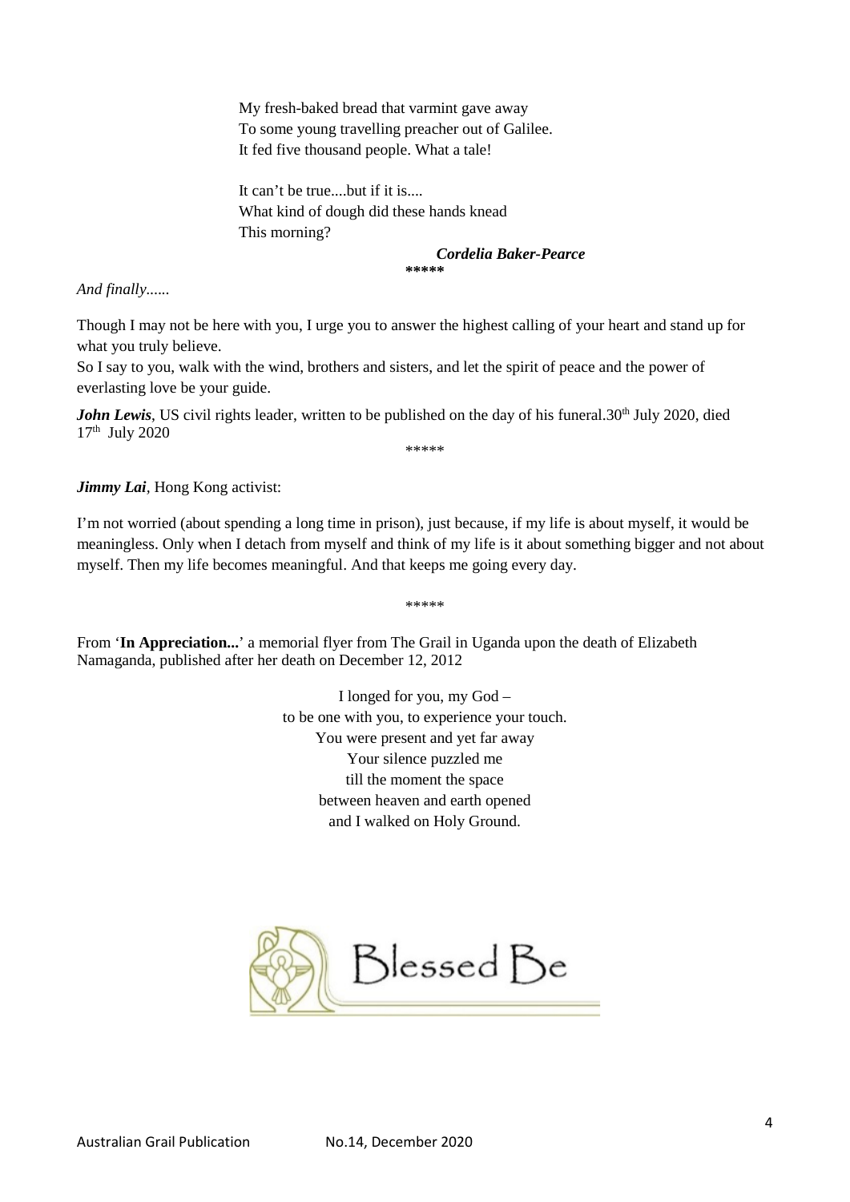My fresh-baked bread that varmint gave away
To some young travelling preacher out of Galilee.
It fed five thousand people. What a tale!

It can't be true....but if it is....
What kind of dough did these hands knead
This morning?

***Cordelia Baker-Pearce***

*****

*And finally......*

Though I may not be here with you, I urge you to answer the highest calling of your heart and stand up for what you truly believe.
So I say to you, walk with the wind, brothers and sisters, and let the spirit of peace and the power of everlasting love be your guide.

***John Lewis***, US civil rights leader, written to be published on the day of his funeral.30th July 2020, died 17th July 2020

*****

***Jimmy Lai***, Hong Kong activist:

I'm not worried (about spending a long time in prison), just because, if my life is about myself, it would be meaningless. Only when I detach from myself and think of my life is it about something bigger and not about myself. Then my life becomes meaningful. And that keeps me going every day.

*****

From '**In Appreciation...**' a memorial flyer from The Grail in Uganda upon the death of Elizabeth Namaganda, published after her death on December 12, 2012

I longed for you, my God –
to be one with you, to experience your touch.
You were present and yet far away
Your silence puzzled me
till the moment the space
between heaven and earth opened
and I walked on Holy Ground.

Blessed Be